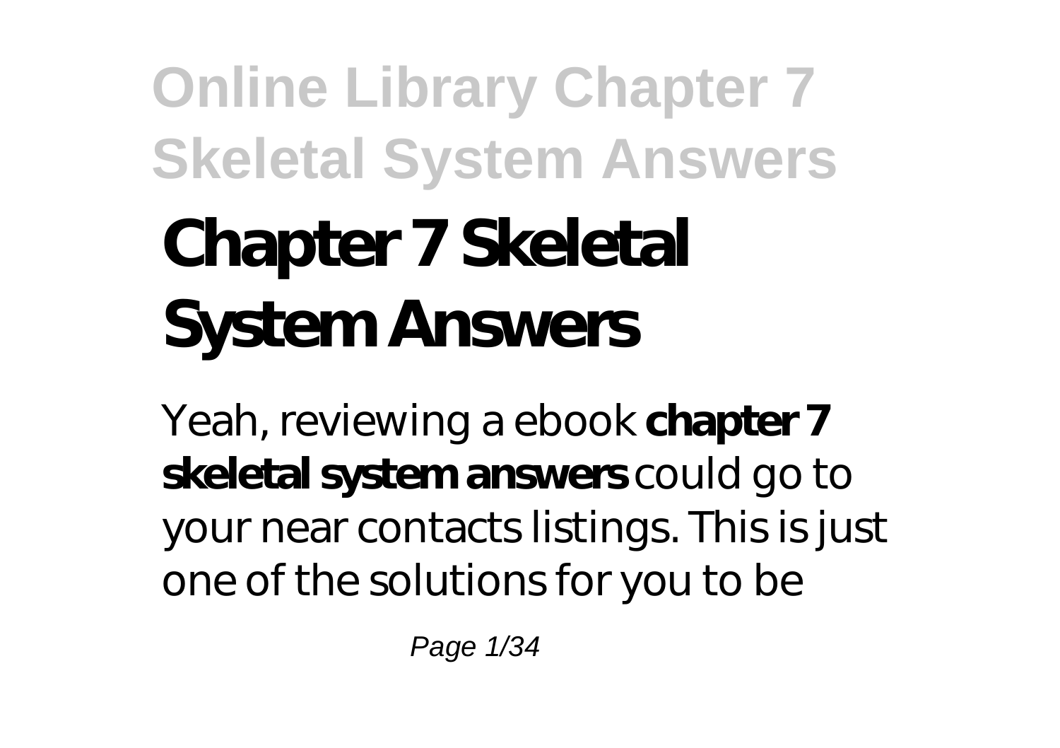# Chapter 7 Skeletal System Answers

Yeah, reviewing a ebook **chapter 7 skeletal system answers** could go to your near contacts listings. This is just one of the solutions for you to be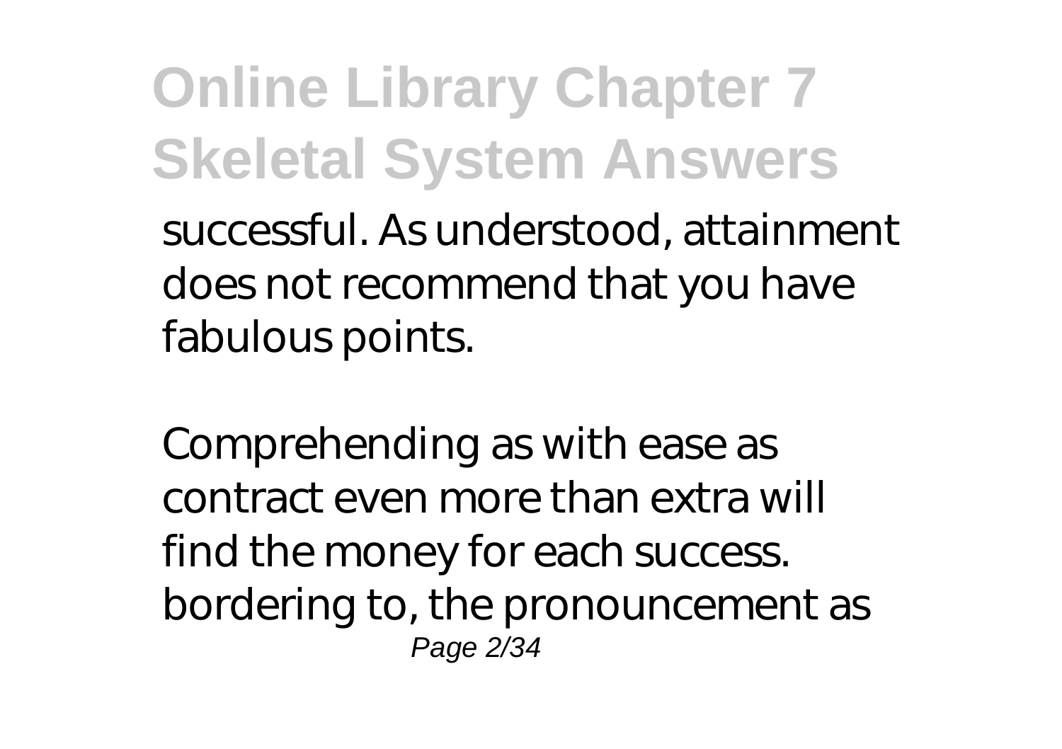successful. As understood, attainment does not recommend that you have fabulous points.

Comprehending as with ease as contract even more than extra will find the money for each success. bordering to, the pronouncement as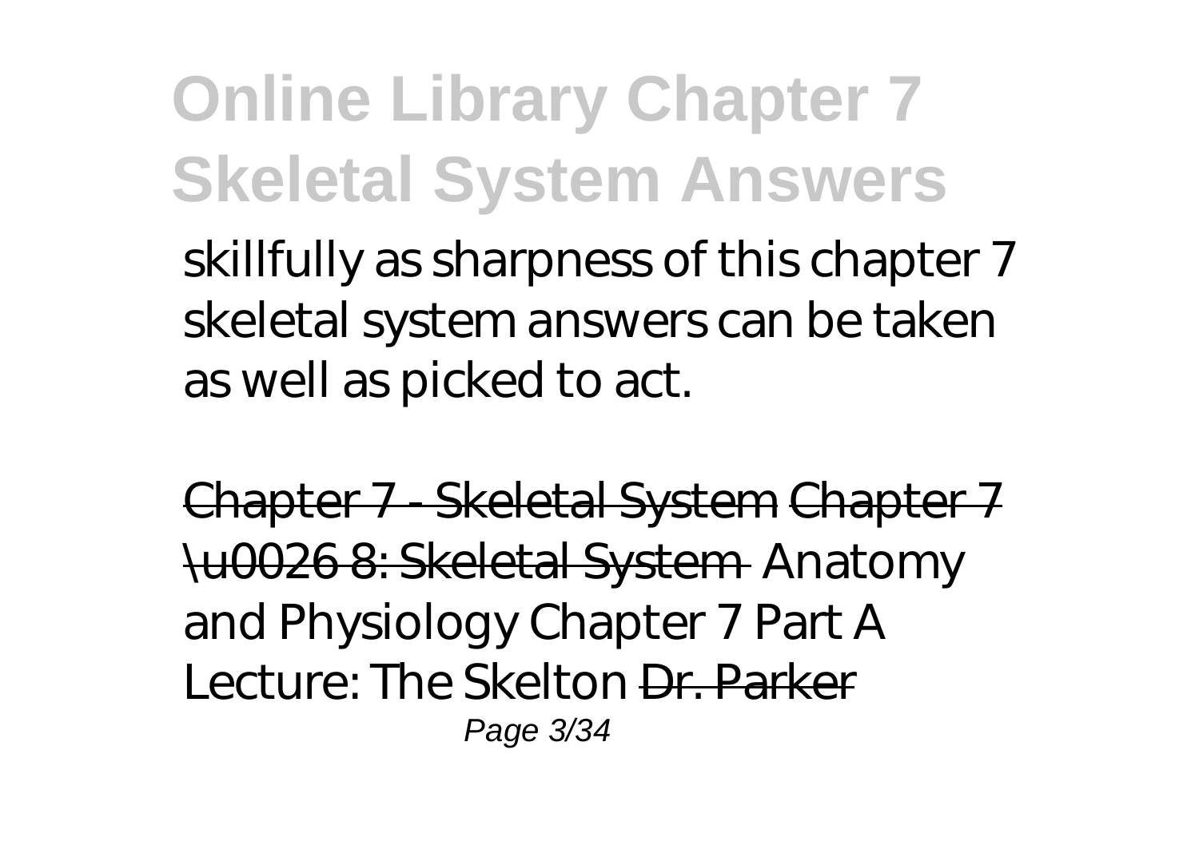skillfully as sharpness of this chapter 7 skeletal system answers can be taken as well as picked to act.

~~Chapter 7 - Skeletal System~~ ~~Chapter 7 \u0026 8: Skeletal System~~ *Anatomy and Physiology Chapter 7 Part A Lecture: The Skelton* ~~Dr. Parker~~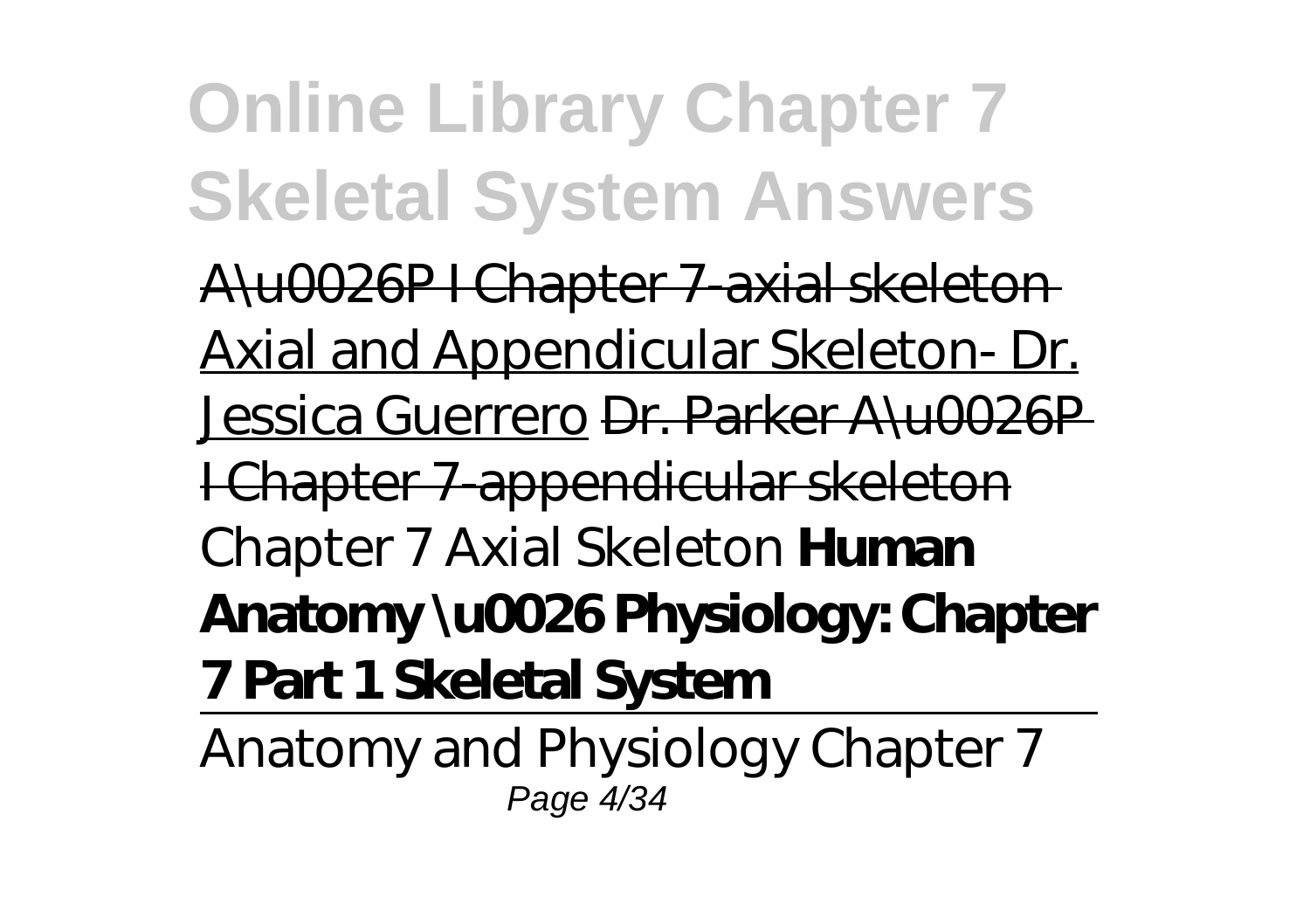A\u0026P I Chapter 7-axial skeleton Axial and Appendicular Skeleton- Dr. Jessica Guerrero Dr. Parker A\u0026P I Chapter 7-appendicular skeleton *Chapter 7 Axial Skeleton* **Human Anatomy \u0026 Physiology: Chapter 7 Part 1 Skeletal System**

Anatomy and Physiology Chapter 7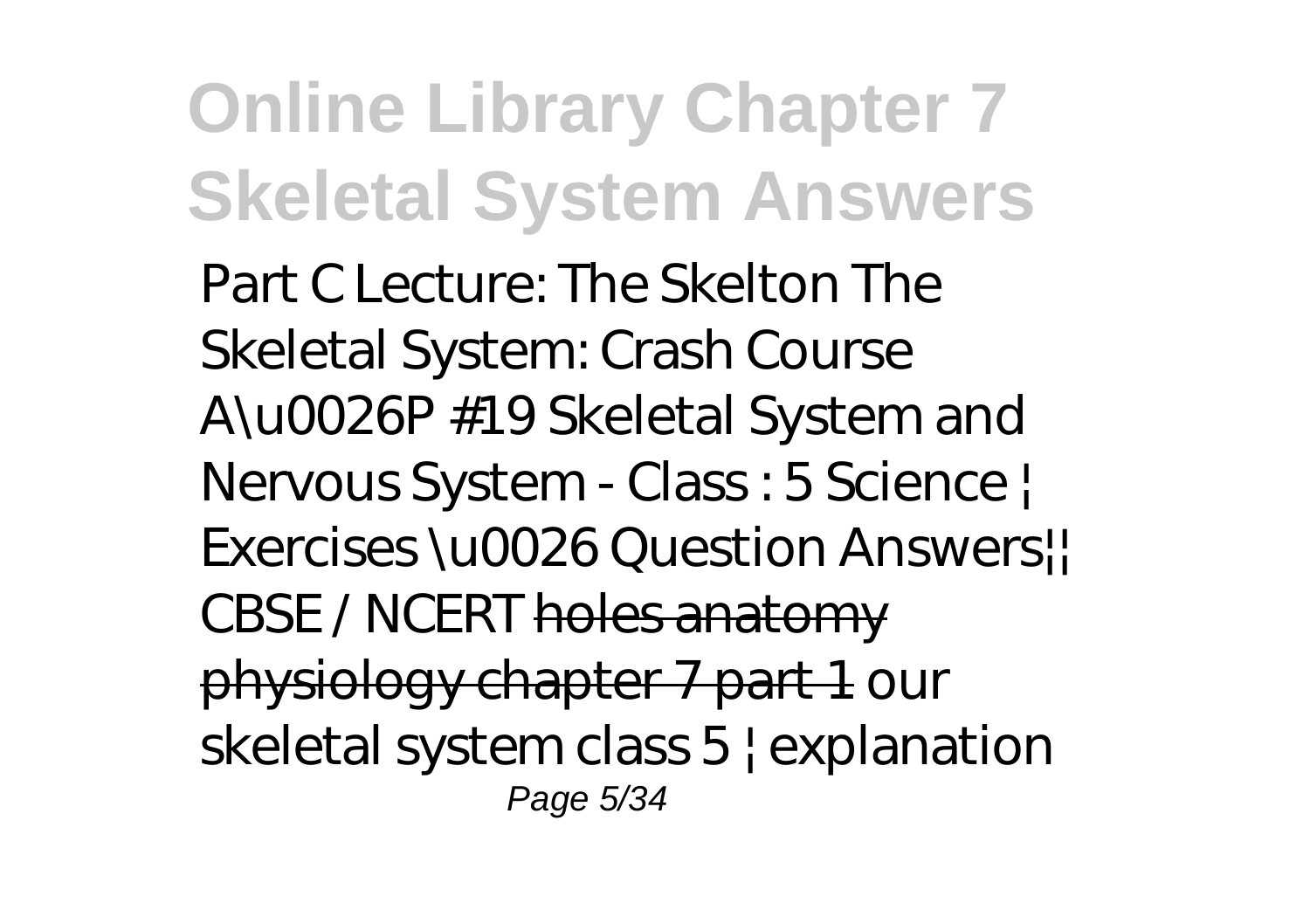*Part C Lecture: The Skelton The Skeletal System: Crash Course A\u0026P #19 Skeletal System and Nervous System - Class : 5 Science | Exercises \u0026 Question Answers|| CBSE / NCERT* ~~holes anatomy physiology chapter 7 part 1~~ *our skeletal system class 5 | explanation*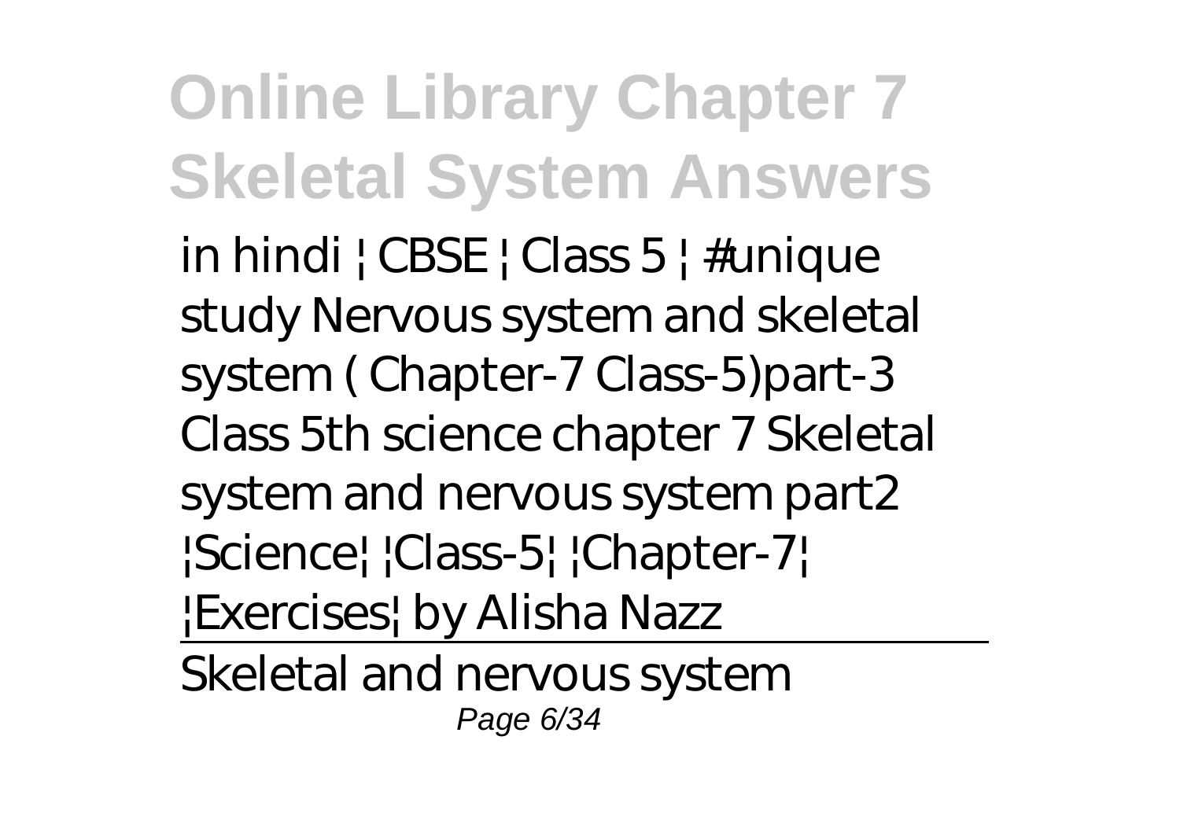*in hindi | CBSE | Class 5 | #unique study* *Nervous system and skeletal system ( Chapter-7 Class-5)part-3* *Class 5th science chapter 7 Skeletal system and nervous system part2* *|Science| |Class-5| |Chapter-7| |Exercises| by Alisha Nazz*

---

Skeletal and nervous system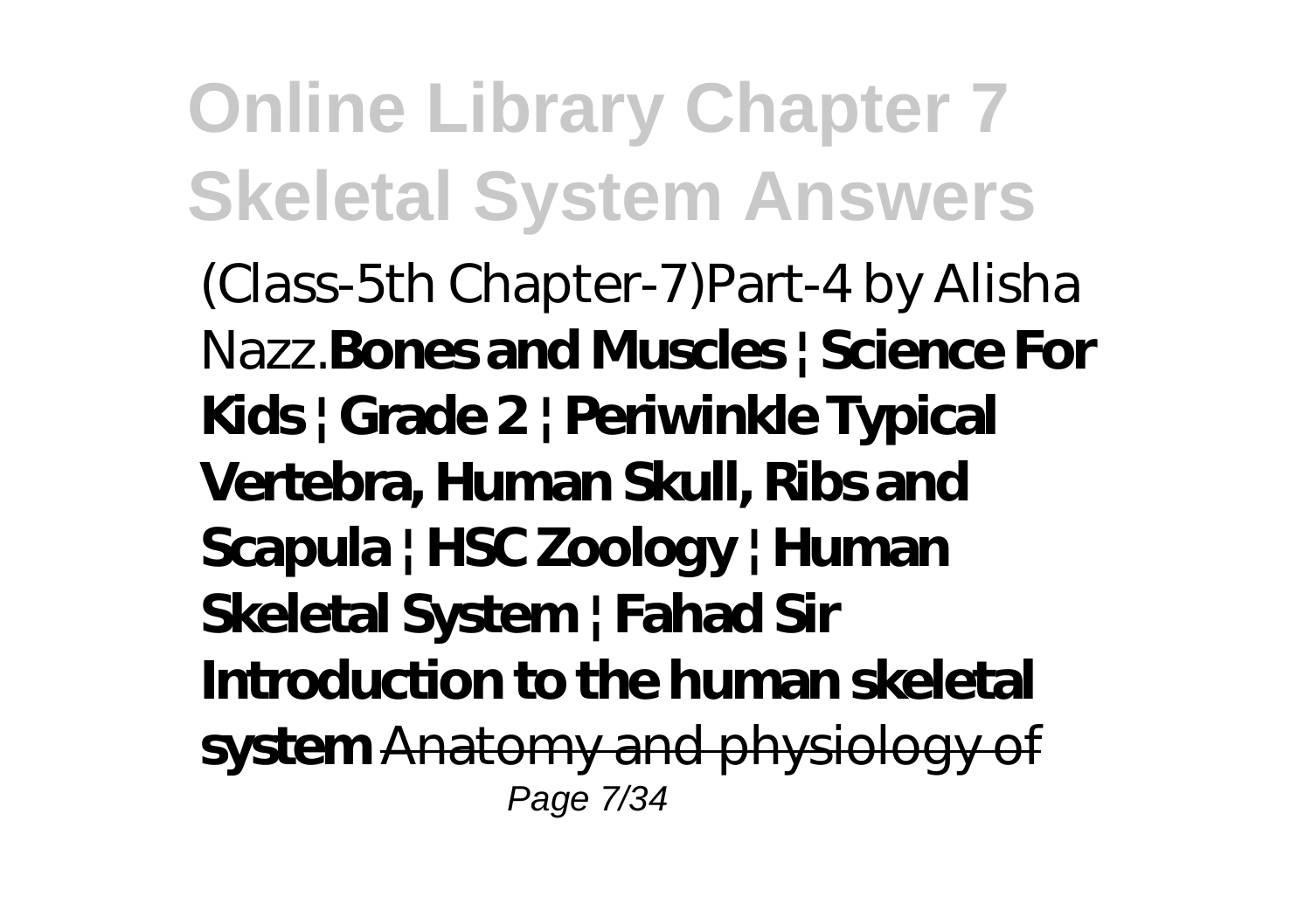(Class-5th Chapter-7)Part-4 by Alisha Nazz.**Bones and Muscles | Science For Kids | Grade 2 | Periwinkle Typical Vertebra, Human Skull, Ribs and Scapula | HSC Zoology | Human Skeletal System | Fahad Sir Introduction to the human skeletal system** Anatomy and physiology of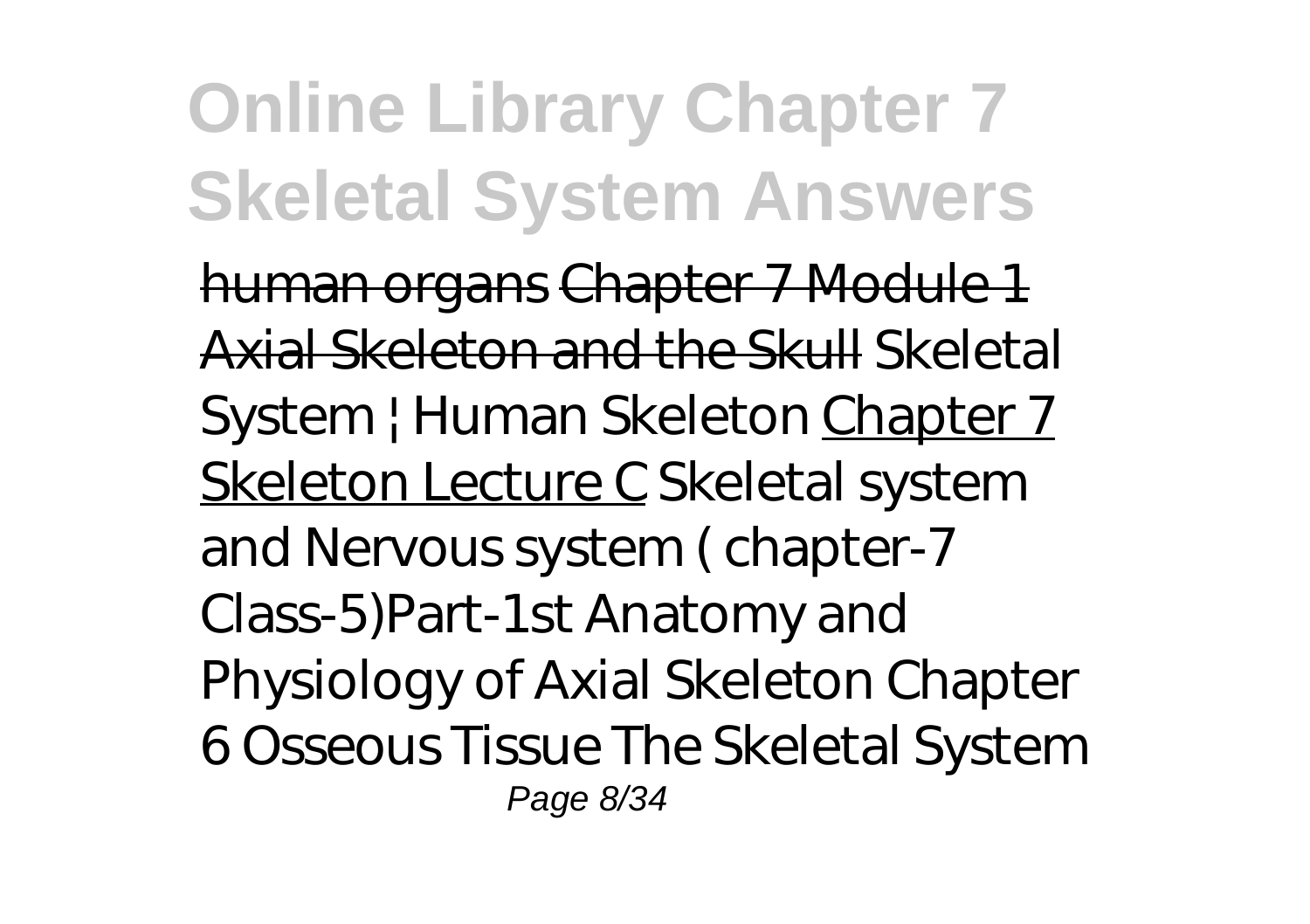human organs Chapter 7 Module 1 Axial Skeleton and the Skull *Skeletal System | Human Skeleton* Chapter 7 Skeleton Lecture C *Skeletal system and Nervous system ( chapter-7 Class-5)Part-1st Anatomy and Physiology of Axial Skeleton Chapter 6 Osseous Tissue The Skeletal System*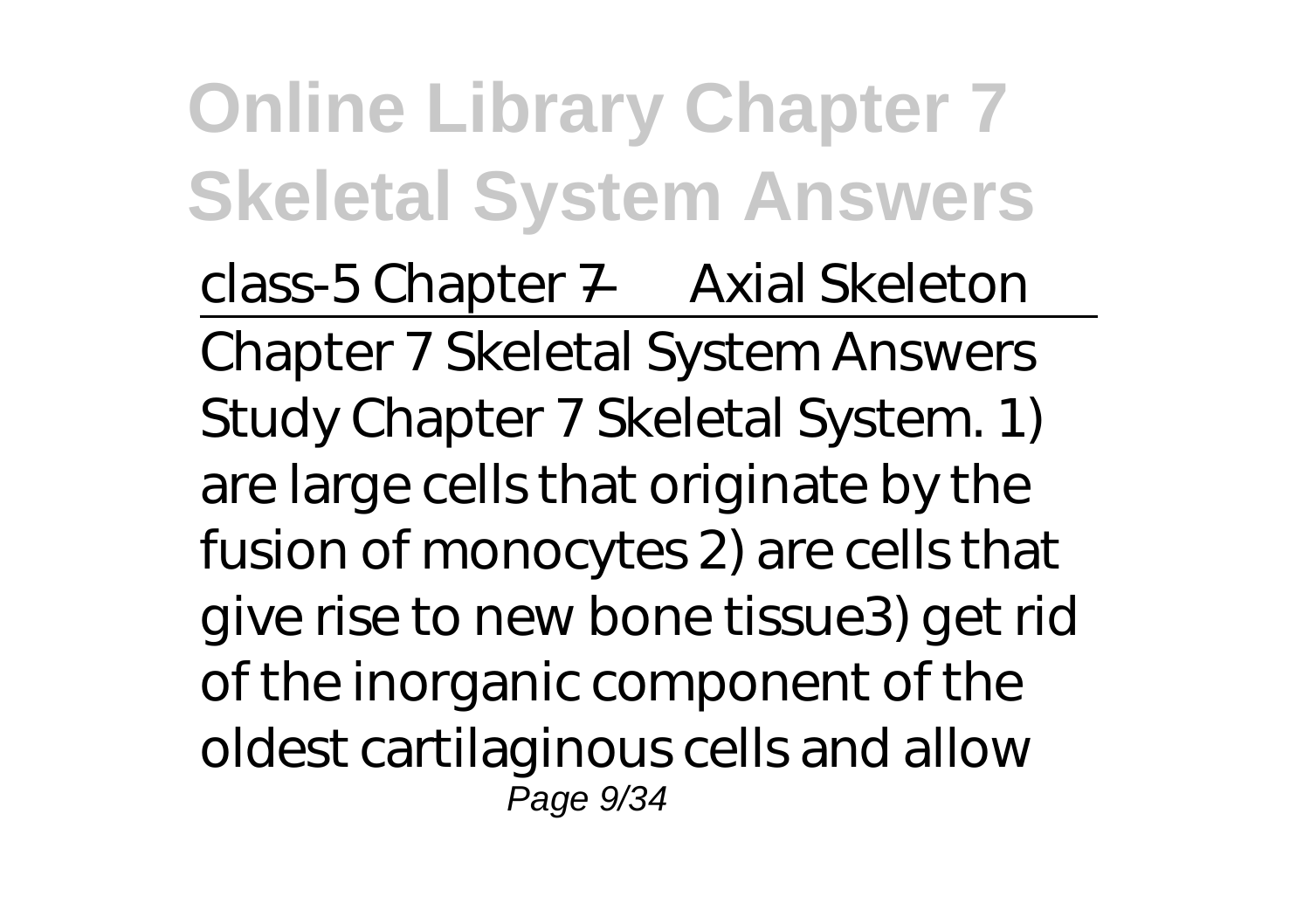*class-5 Chapter 7 — Axial Skeleton*

---

Chapter 7 Skeletal System Answers

Study Chapter 7 Skeletal System. 1) are large cells that originate by the fusion of monocytes 2) are cells that give rise to new bone tissue3) get rid of the inorganic component of the oldest cartilaginous cells and allow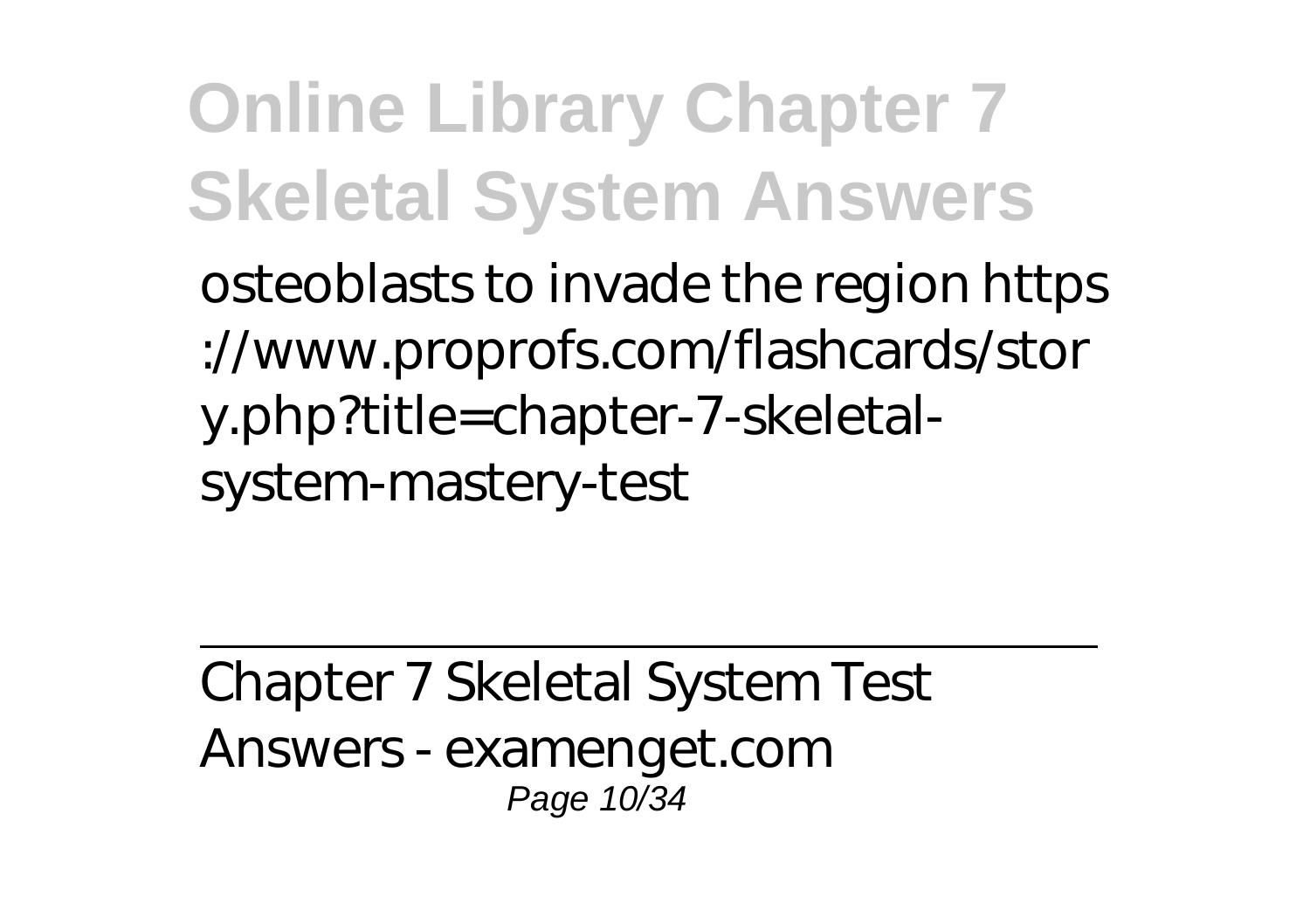osteoblasts to invade the region https://www.proprofs.com/flashcards/story.php?title=chapter-7-skeletal-system-mastery-test

---

Chapter 7 Skeletal System Test Answers - examenget.com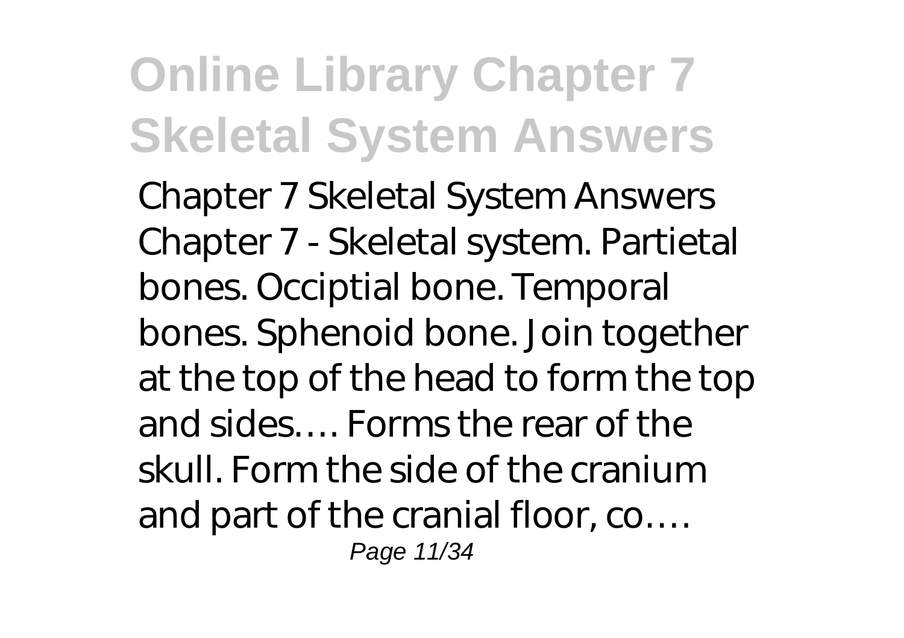Chapter 7 Skeletal System Answers Chapter 7 - Skeletal system. Partietal bones. Occiptial bone. Temporal bones. Sphenoid bone. Join together at the top of the head to form the top and sides…. Forms the rear of the skull. Form the side of the cranium and part of the cranial floor, co….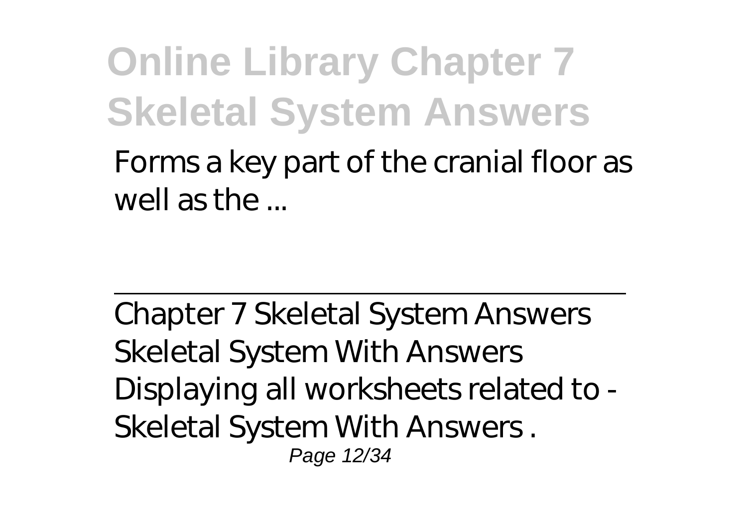Forms a key part of the cranial floor as well as the ...

---

Chapter 7 Skeletal System Answers
Skeletal System With Answers
Displaying all worksheets related to - Skeletal System With Answers .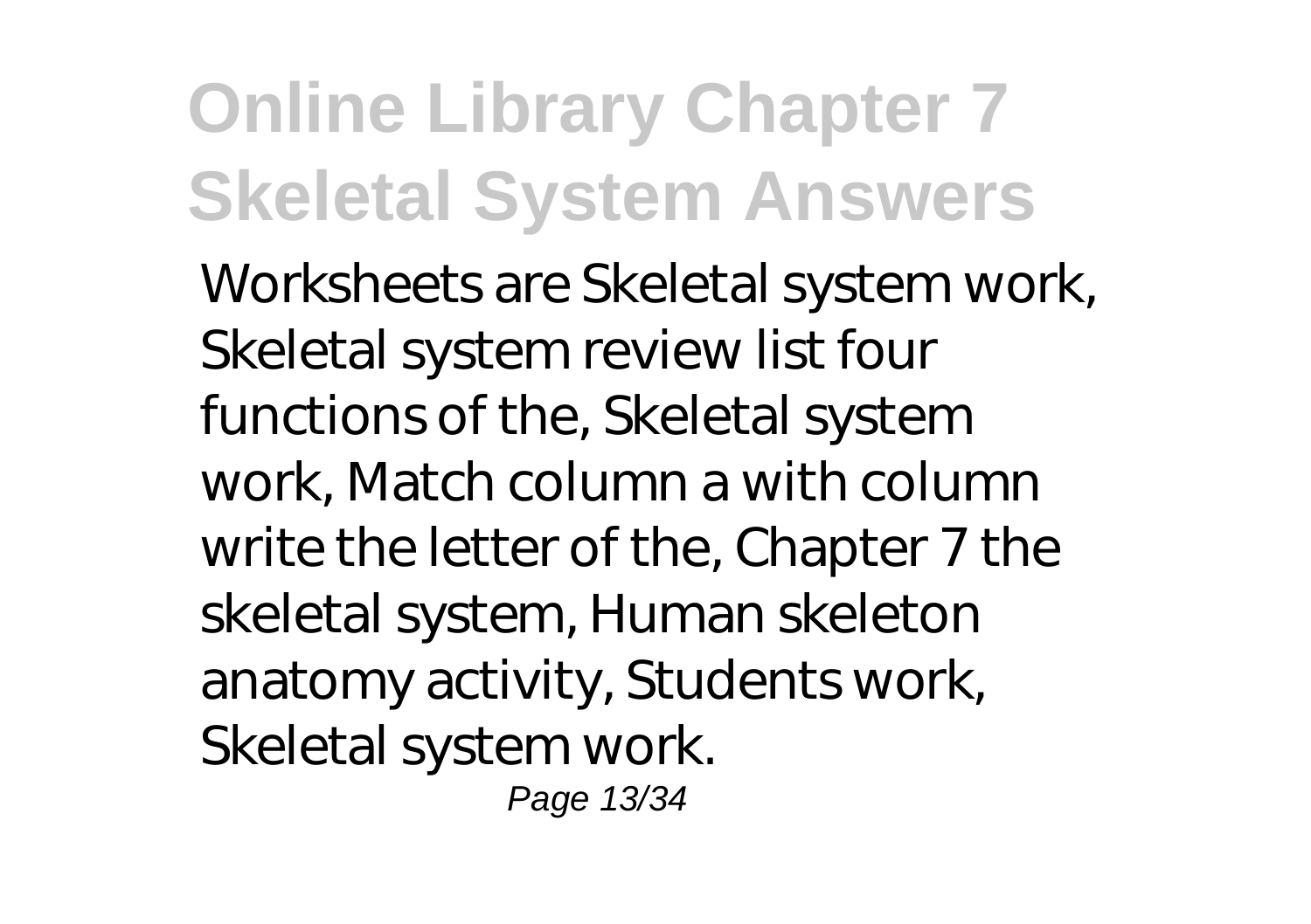Worksheets are Skeletal system work, Skeletal system review list four functions of the, Skeletal system work, Match column a with column write the letter of the, Chapter 7 the skeletal system, Human skeleton anatomy activity, Students work, Skeletal system work.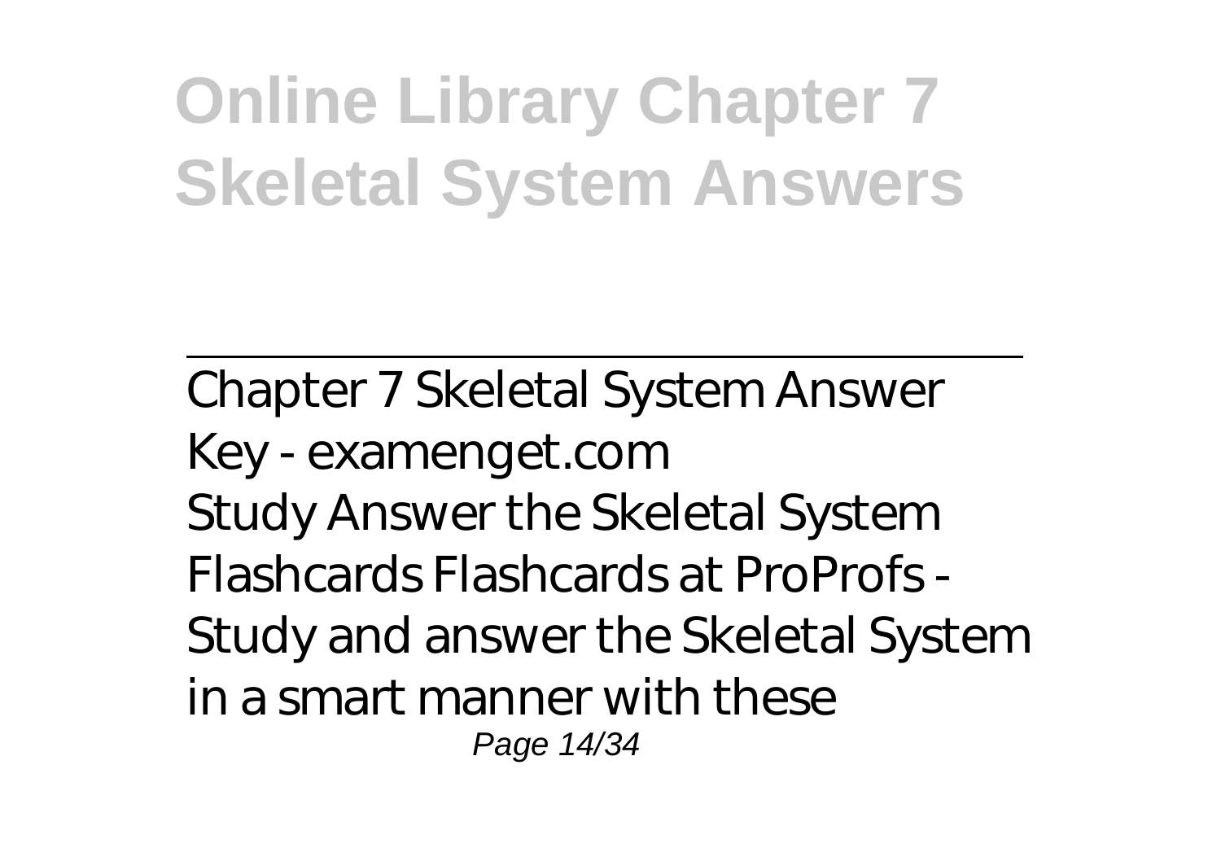Chapter 7 Skeletal System Answer Key - examenget.com

Study Answer the Skeletal System Flashcards Flashcards at ProProfs - Study and answer the Skeletal System in a smart manner with these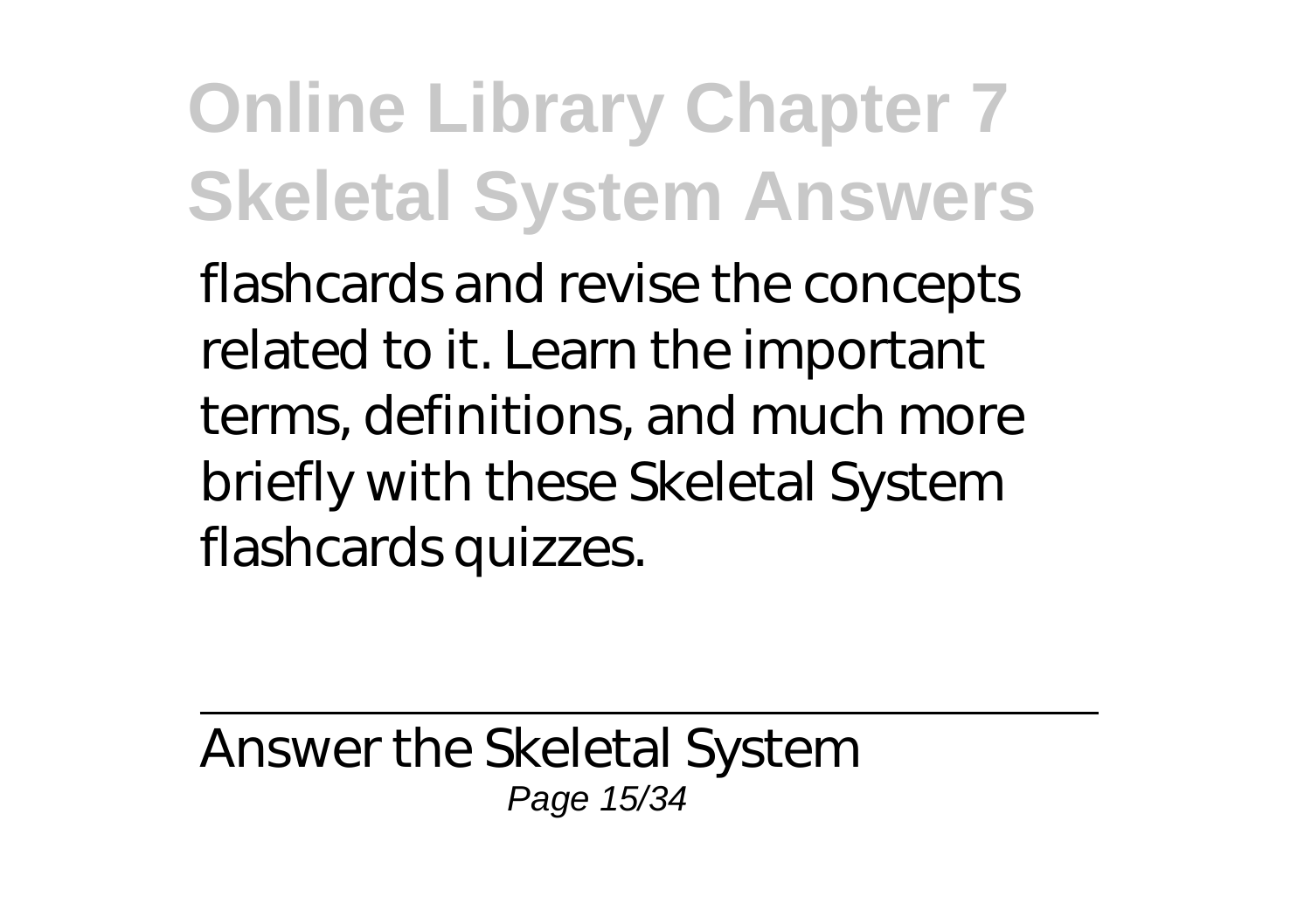flashcards and revise the concepts related to it. Learn the important terms, definitions, and much more briefly with these Skeletal System flashcards quizzes.

---

Answer the Skeletal System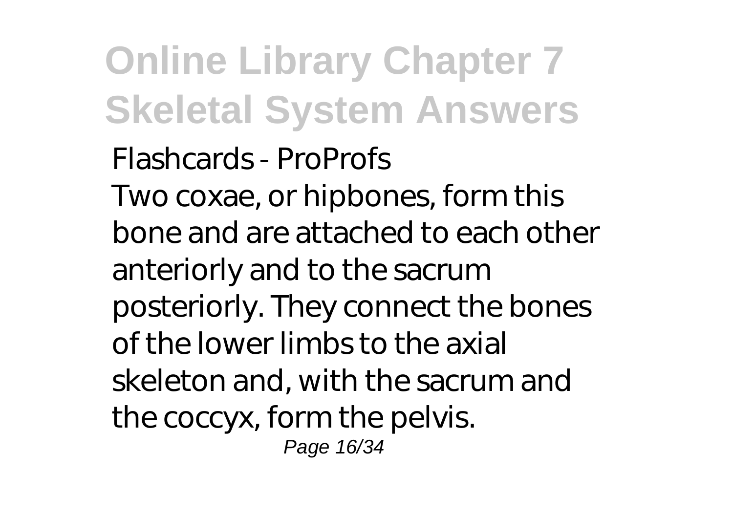Flashcards - ProProfs

Two coxae, or hipbones, form this bone and are attached to each other anteriorly and to the sacrum posteriorly. They connect the bones of the lower limbs to the axial skeleton and, with the sacrum and the coccyx, form the pelvis.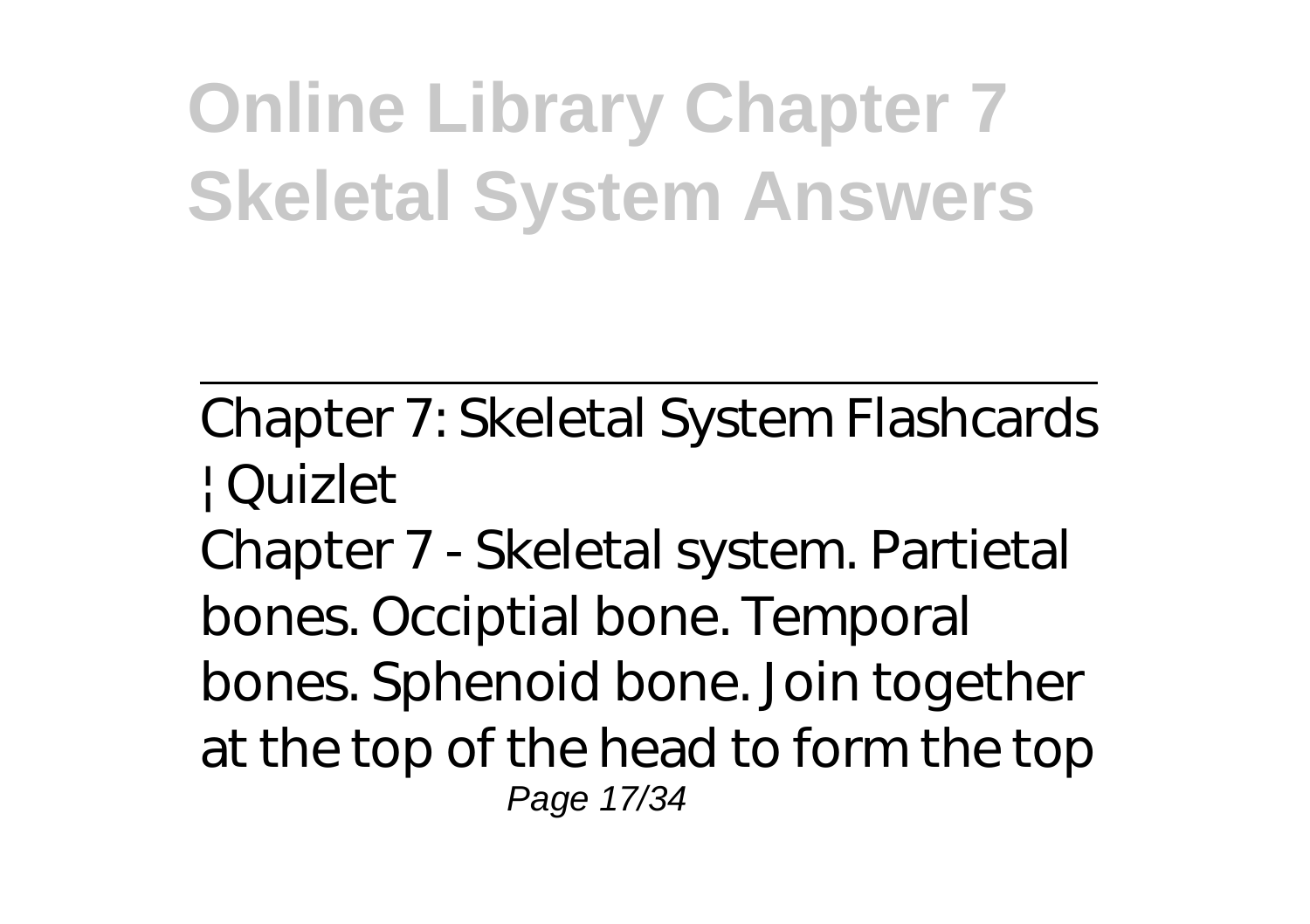# Online Library Chapter 7 Skeletal System Answers

Chapter 7: Skeletal System Flashcards | Quizlet

Chapter 7 - Skeletal system. Partietal bones. Occiptial bone. Temporal bones. Sphenoid bone. Join together at the top of the head to form the top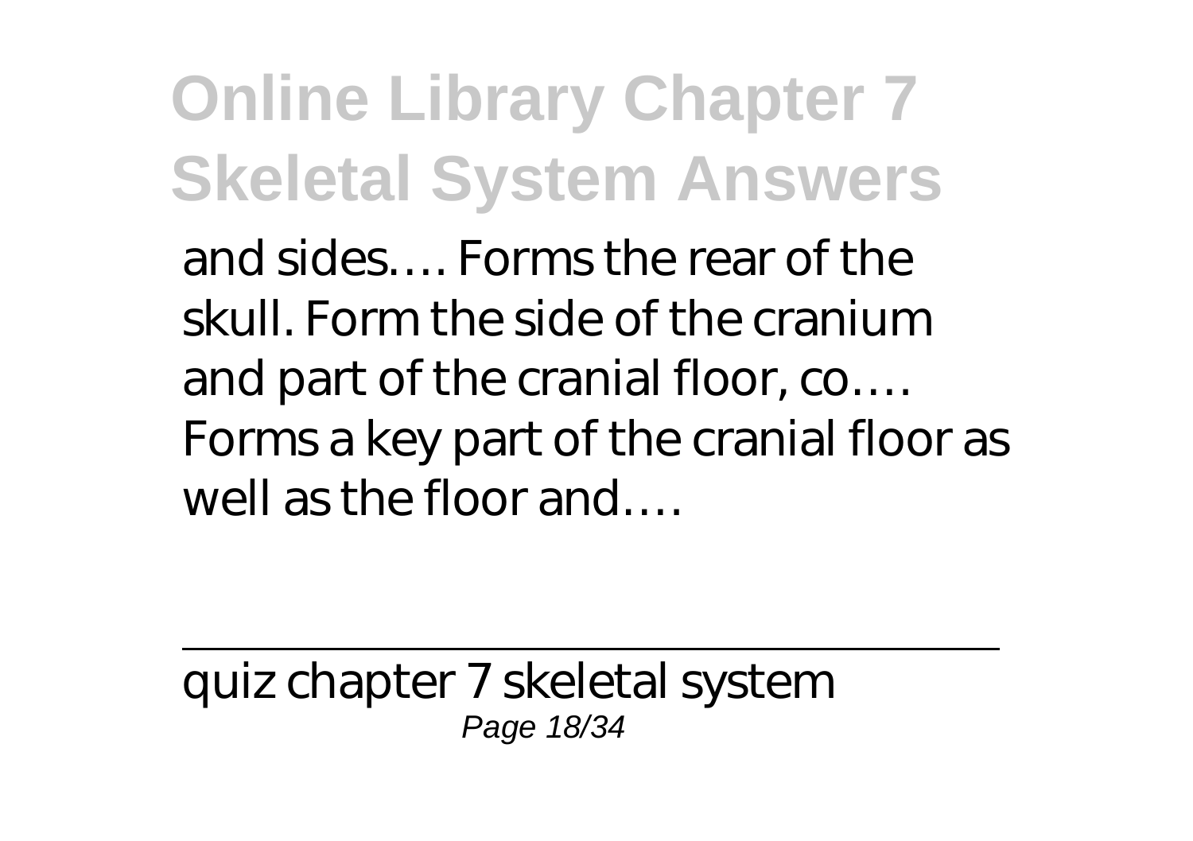and sides…. Forms the rear of the skull. Form the side of the cranium and part of the cranial floor, co…. Forms a key part of the cranial floor as well as the floor and….

---

quiz chapter 7 skeletal system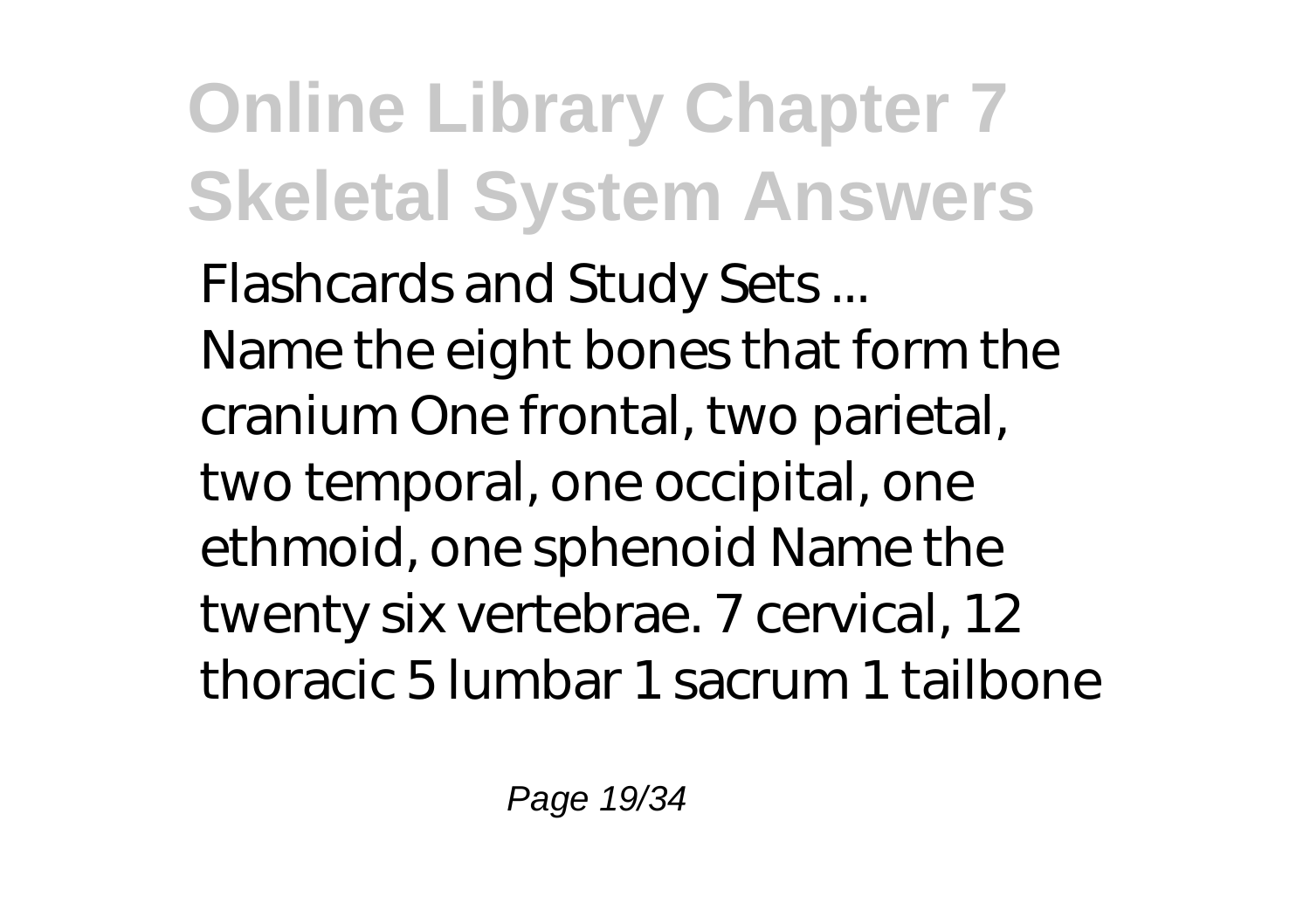*Flashcards and Study Sets ...*

Name the eight bones that form the cranium One frontal, two parietal, two temporal, one occipital, one ethmoid, one sphenoid Name the twenty six vertebrae. 7 cervical, 12 thoracic 5 lumbar 1 sacrum 1 tailbone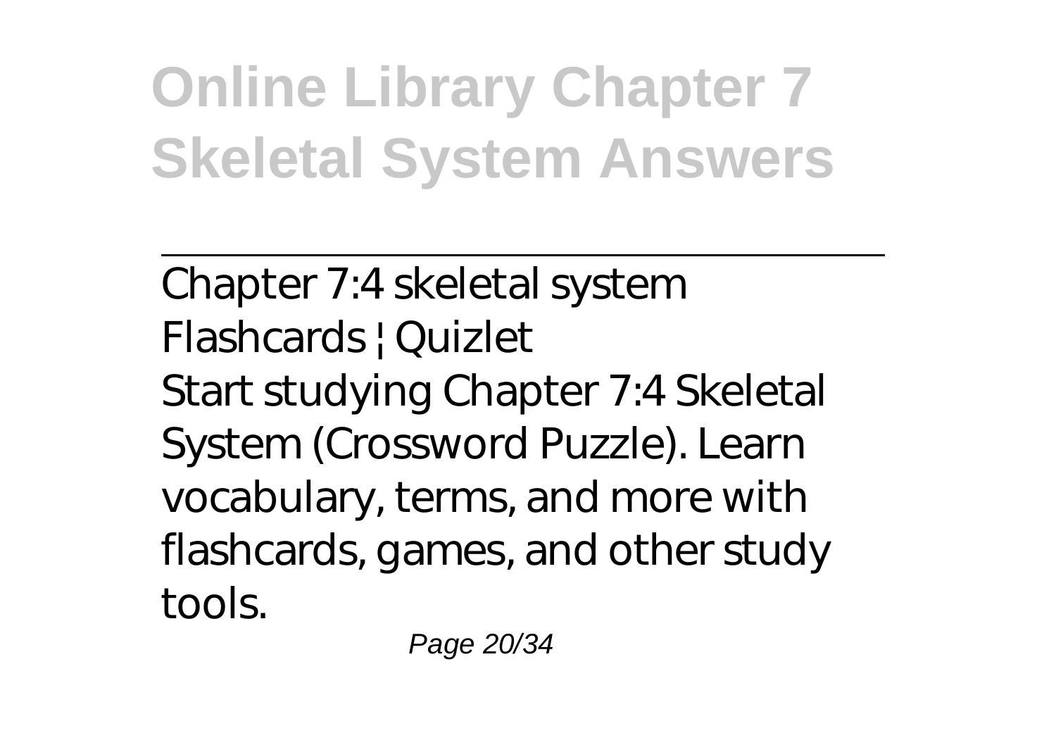Chapter 7:4 skeletal system Flashcards | Quizlet

Start studying Chapter 7:4 Skeletal System (Crossword Puzzle). Learn vocabulary, terms, and more with flashcards, games, and other study tools.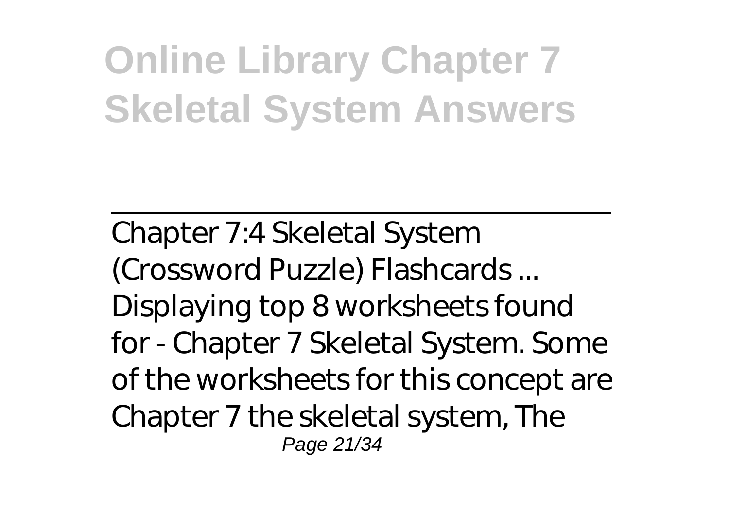# Online Library Chapter 7 Skeletal System Answers

---

Chapter 7:4 Skeletal System (Crossword Puzzle) Flashcards ...

Displaying top 8 worksheets found for - Chapter 7 Skeletal System. Some of the worksheets for this concept are Chapter 7 the skeletal system, The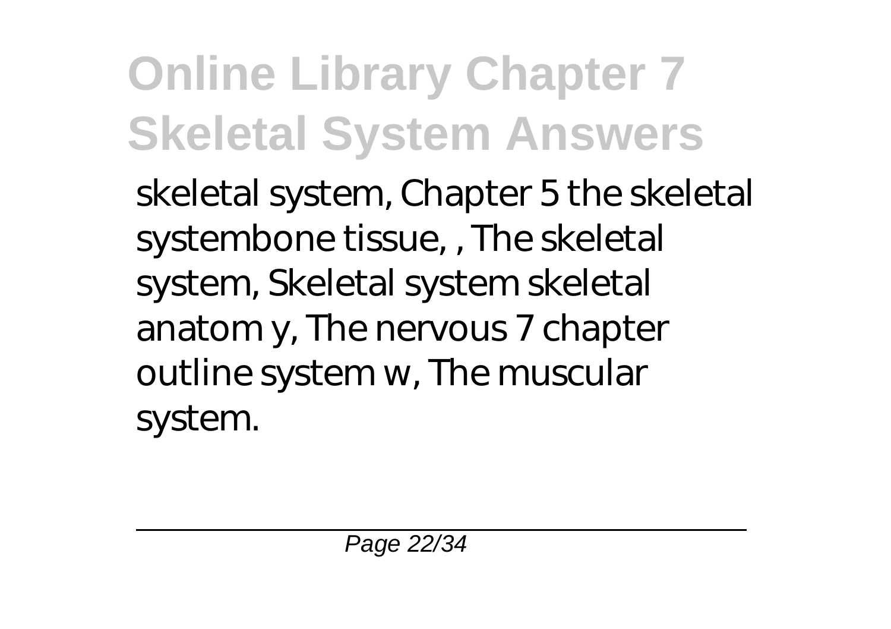skeletal system, Chapter 5 the skeletal systembone tissue, , The skeletal system, Skeletal system skeletal anatom y, The nervous 7 chapter outline system w, The muscular system.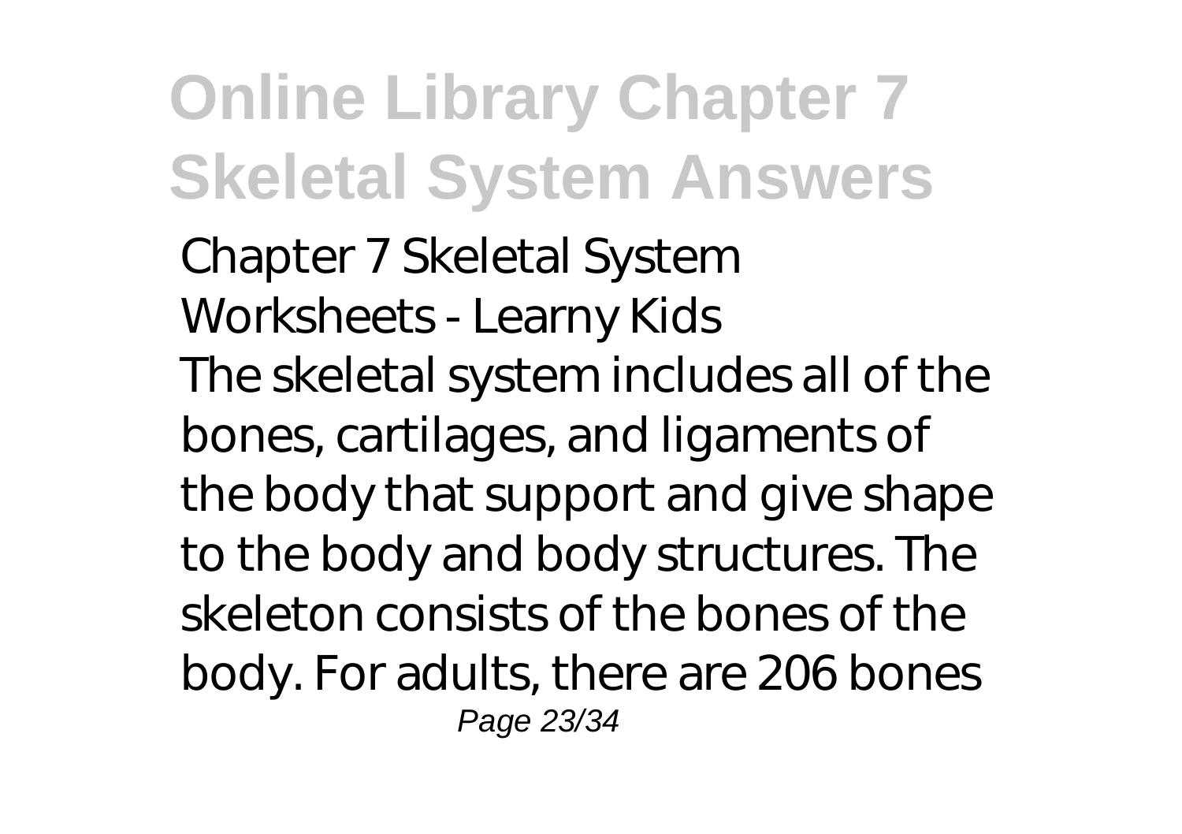*Chapter 7 Skeletal System Worksheets - Learny Kids*

The skeletal system includes all of the bones, cartilages, and ligaments of the body that support and give shape to the body and body structures. The skeleton consists of the bones of the body. For adults, there are 206 bones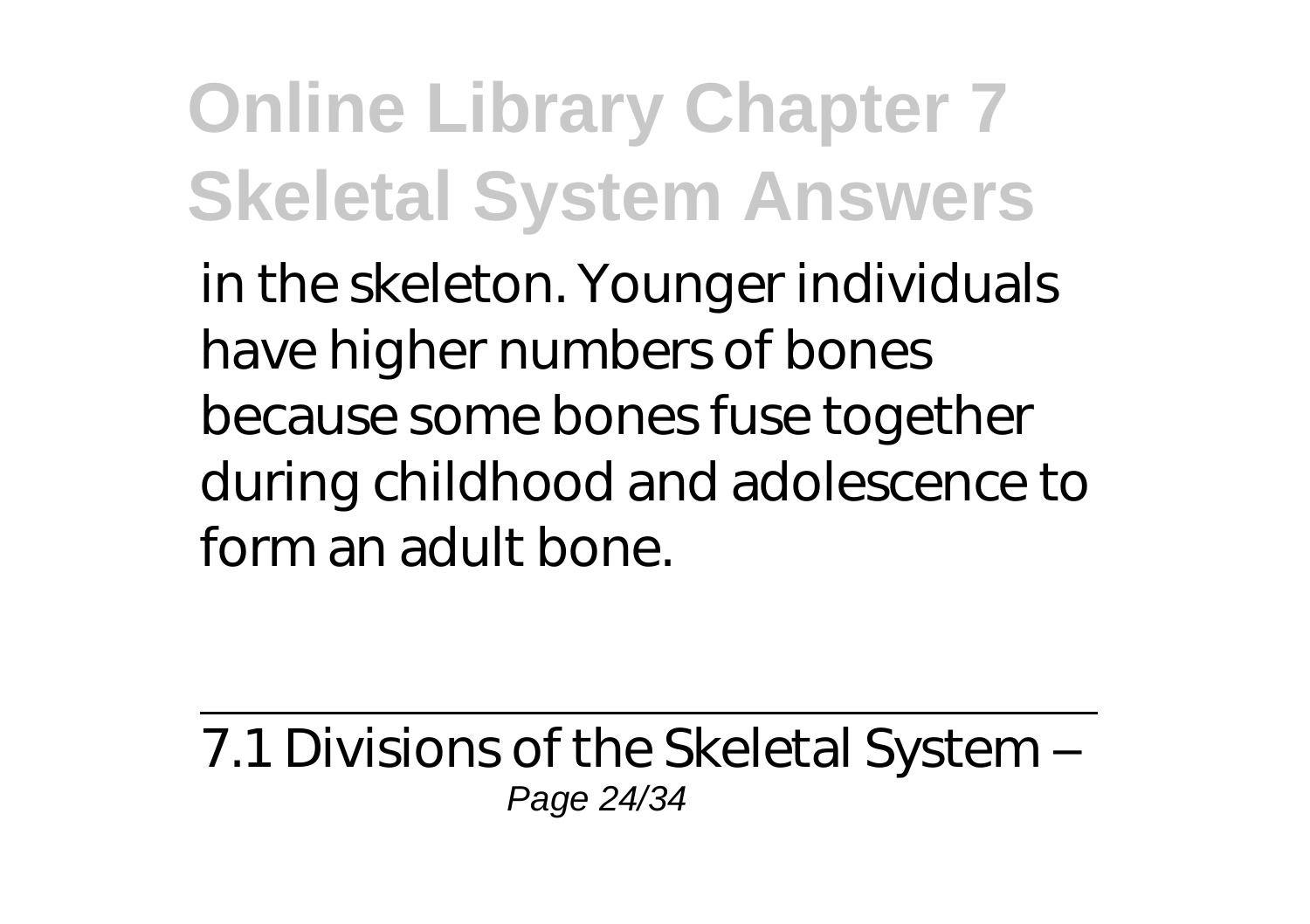in the skeleton. Younger individuals have higher numbers of bones because some bones fuse together during childhood and adolescence to form an adult bone.

7.1 Divisions of the Skeletal System –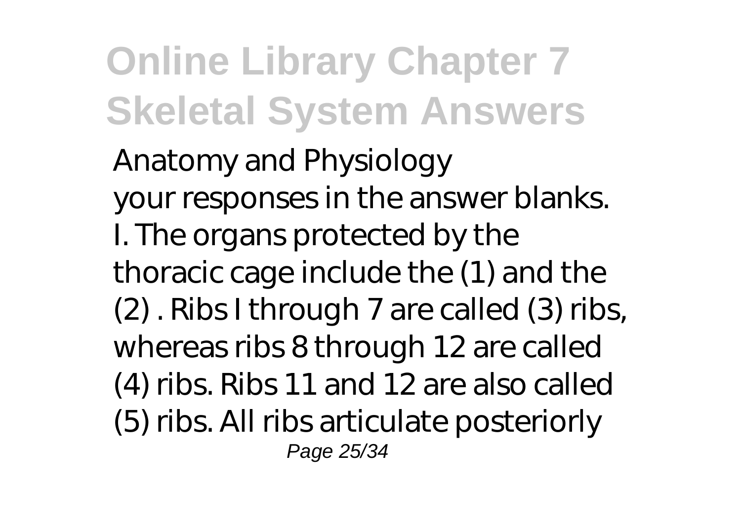Anatomy and Physiology
your responses in the answer blanks.
I. The organs protected by the thoracic cage include the (1) and the (2) . Ribs I through 7 are called (3) ribs, whereas ribs 8 through 12 are called (4) ribs. Ribs 11 and 12 are also called (5) ribs. All ribs articulate posteriorly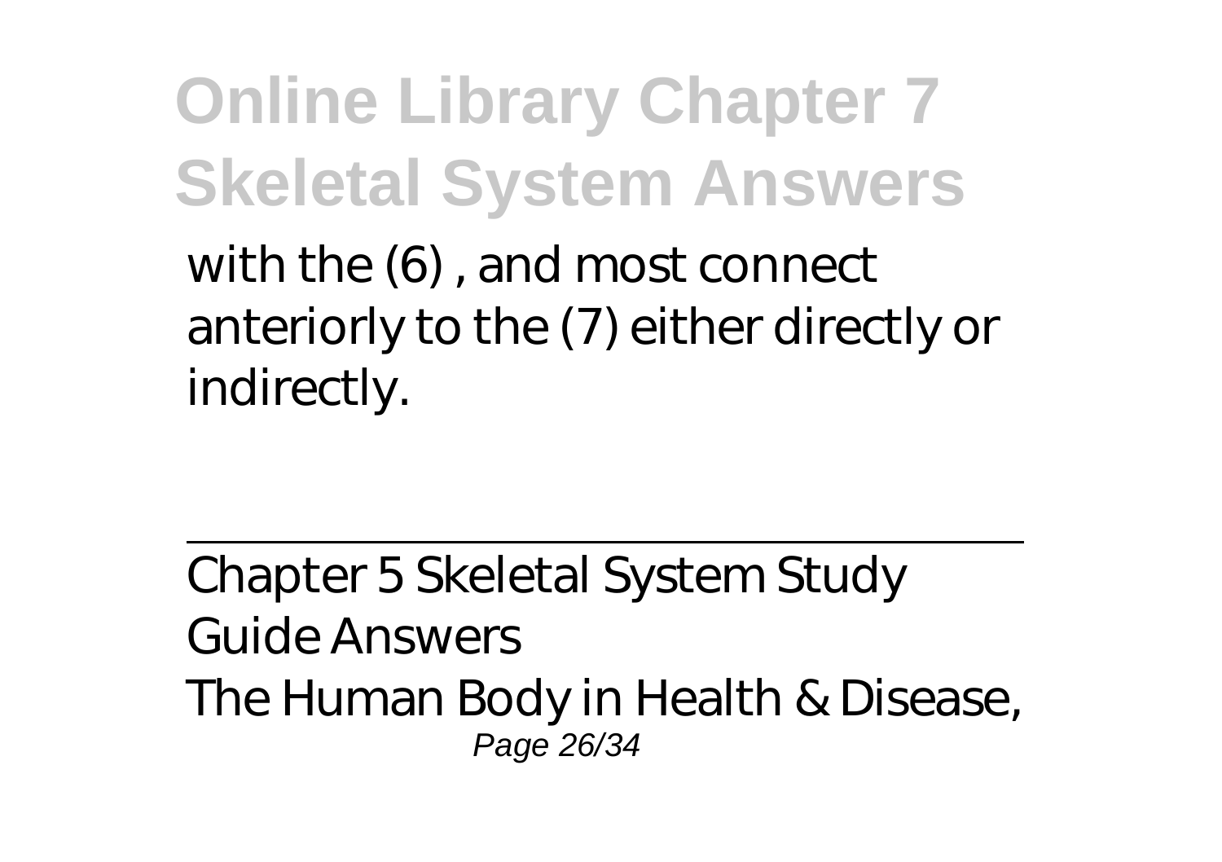with the (6) , and most connect anteriorly to the (7) either directly or indirectly.

---

Chapter 5 Skeletal System Study Guide Answers

The Human Body in Health & Disease,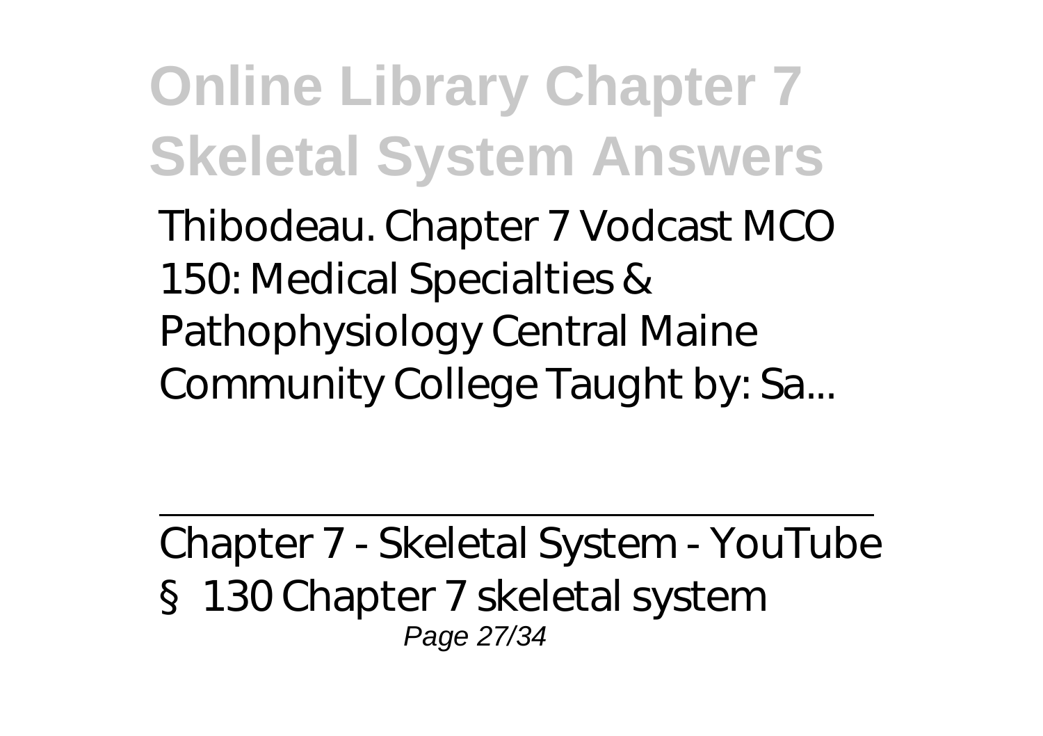Thibodeau. Chapter 7 Vodcast MCO 150: Medical Specialties & Pathophysiology Central Maine Community College Taught by: Sa...

---

Chapter 7 - Skeletal System - YouTube

§ 130 Chapter 7 skeletal system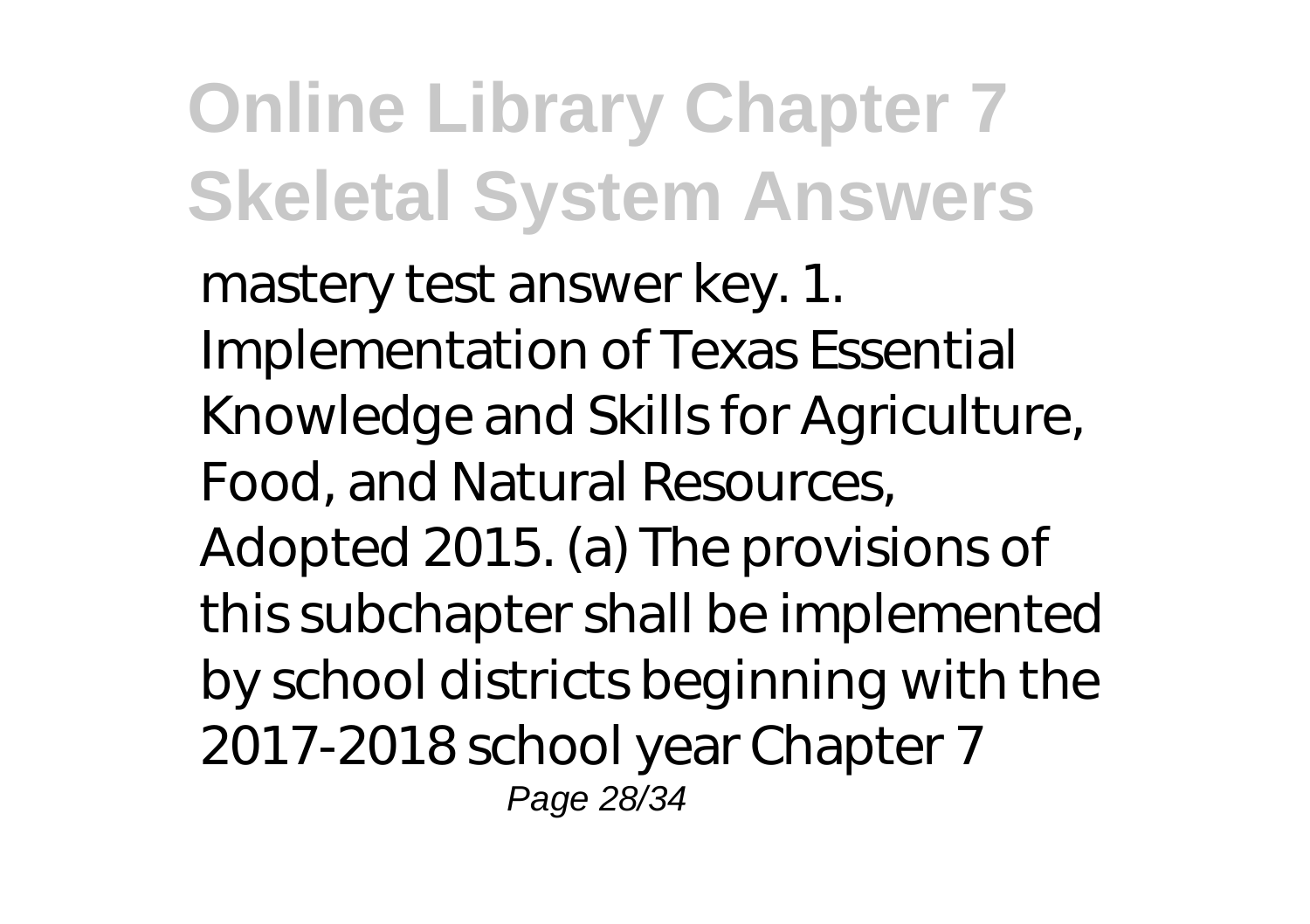mastery test answer key. 1. Implementation of Texas Essential Knowledge and Skills for Agriculture, Food, and Natural Resources, Adopted 2015. (a) The provisions of this subchapter shall be implemented by school districts beginning with the 2017-2018 school year Chapter 7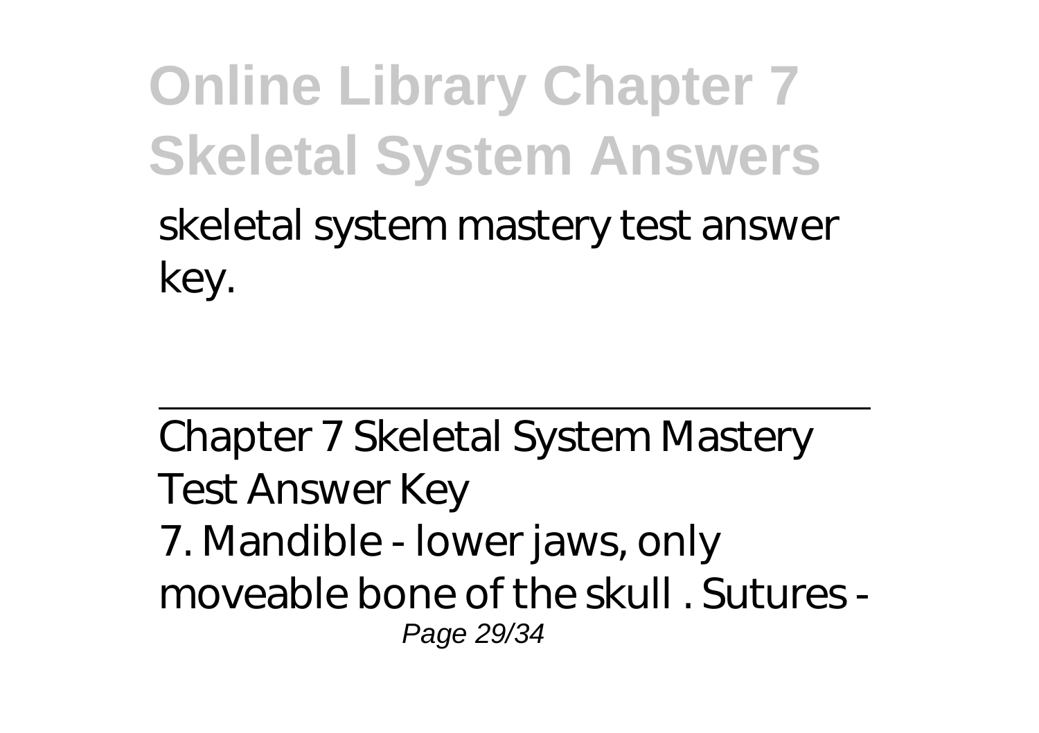skeletal system mastery test answer key.

---

Chapter 7 Skeletal System Mastery Test Answer Key

7. Mandible - lower jaws, only moveable bone of the skull . Sutures -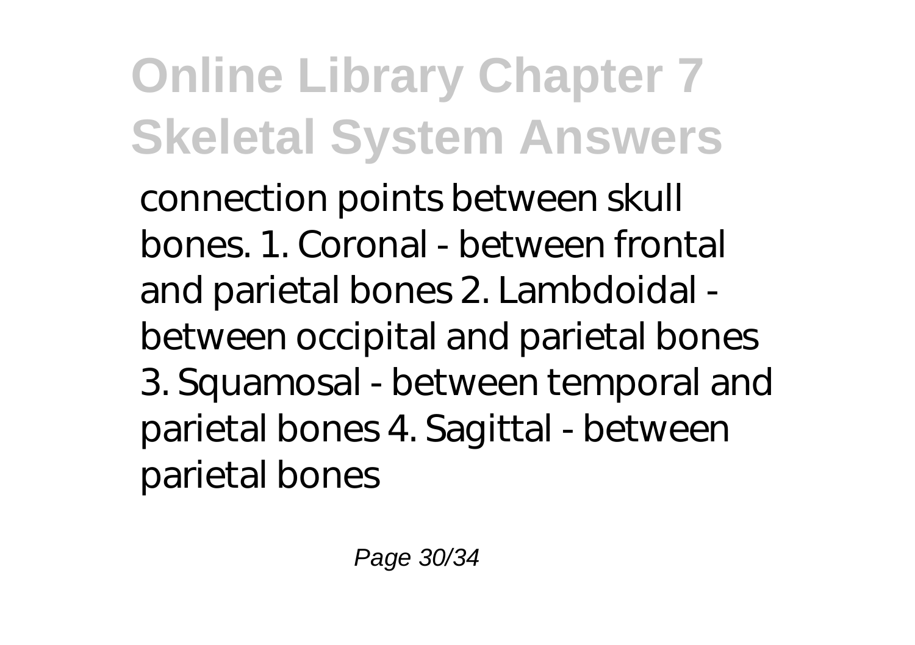connection points between skull bones. 1. Coronal - between frontal and parietal bones 2. Lambdoidal - between occipital and parietal bones 3. Squamosal - between temporal and parietal bones 4. Sagittal - between parietal bones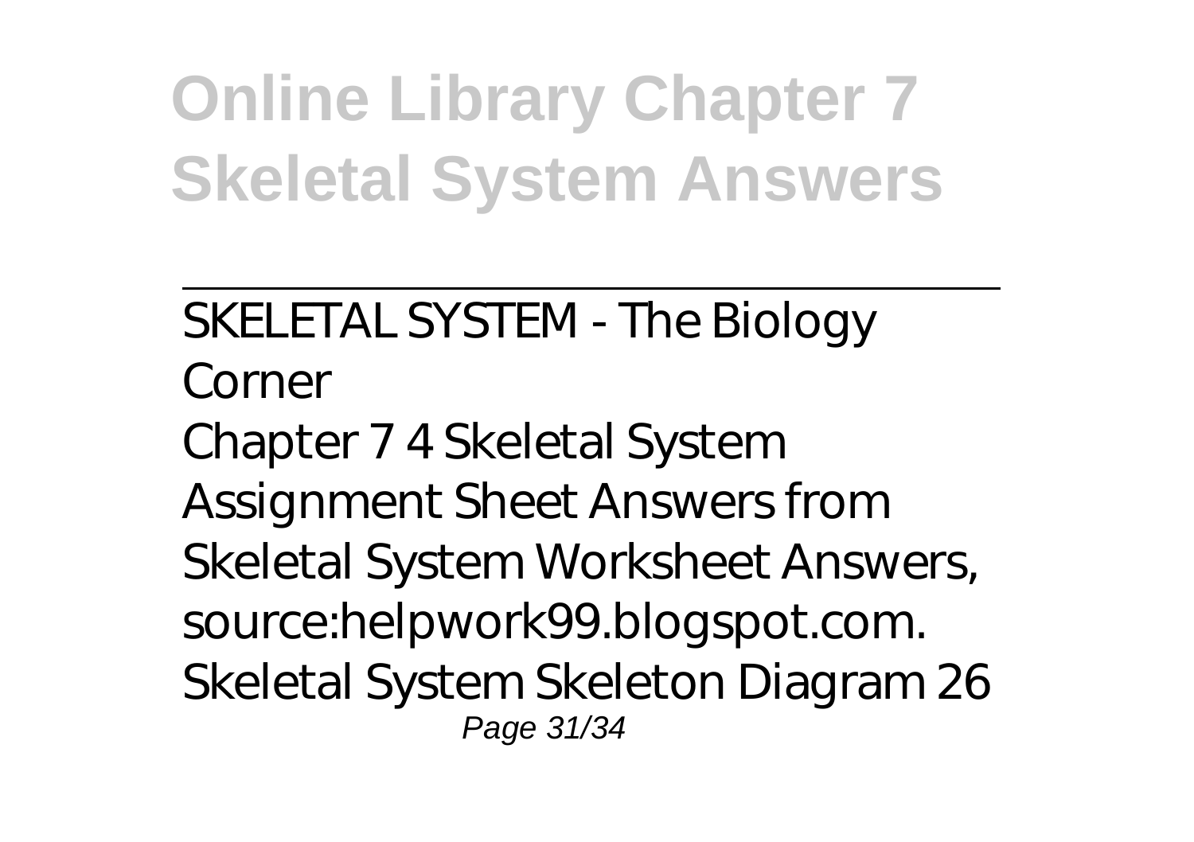SKELETAL SYSTEM - The Biology Corner

Chapter 7 4 Skeletal System Assignment Sheet Answers from Skeletal System Worksheet Answers, source:helpwork99.blogspot.com. Skeletal System Skeleton Diagram 26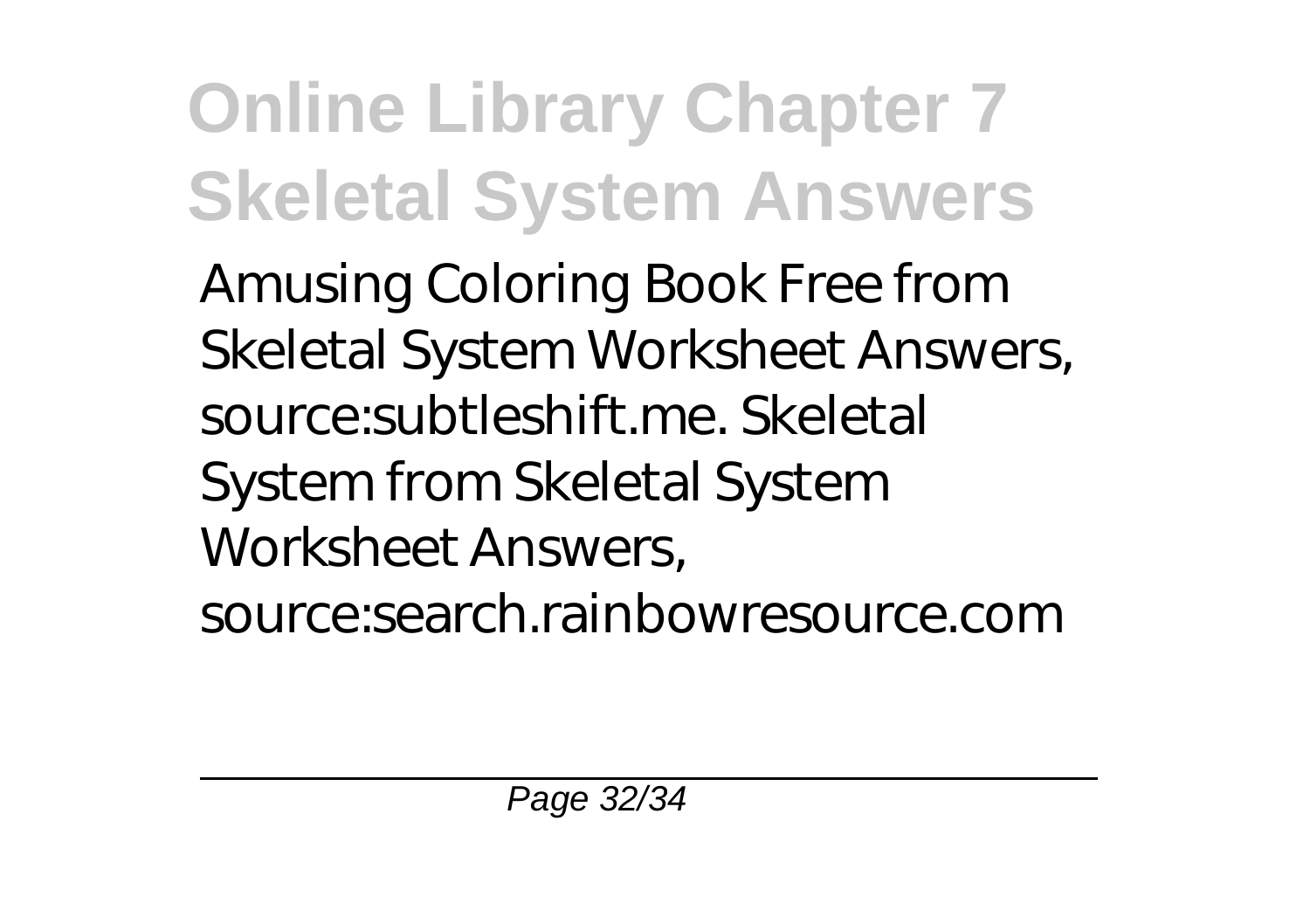Amusing Coloring Book Free from Skeletal System Worksheet Answers, source:subtleshift.me. Skeletal System from Skeletal System Worksheet Answers, source:search.rainbowresource.com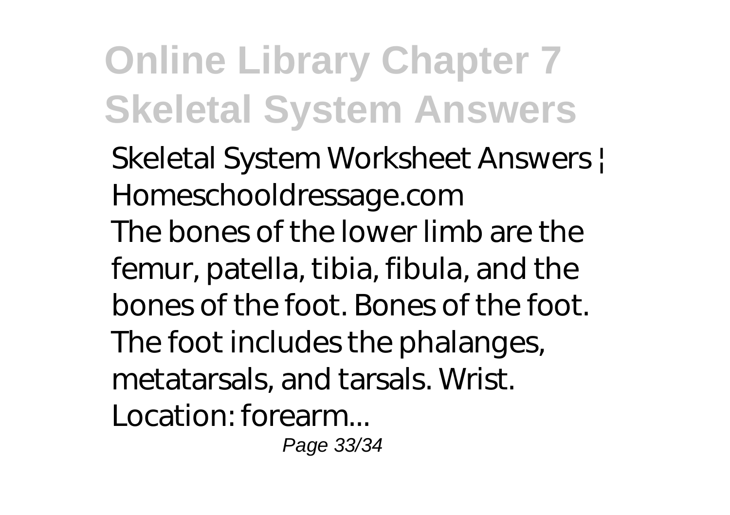*Skeletal System Worksheet Answers | Homeschooldressage.com*

The bones of the lower limb are the femur, patella, tibia, fibula, and the bones of the foot. Bones of the foot. The foot includes the phalanges, metatarsals, and tarsals. Wrist. Location: forearm...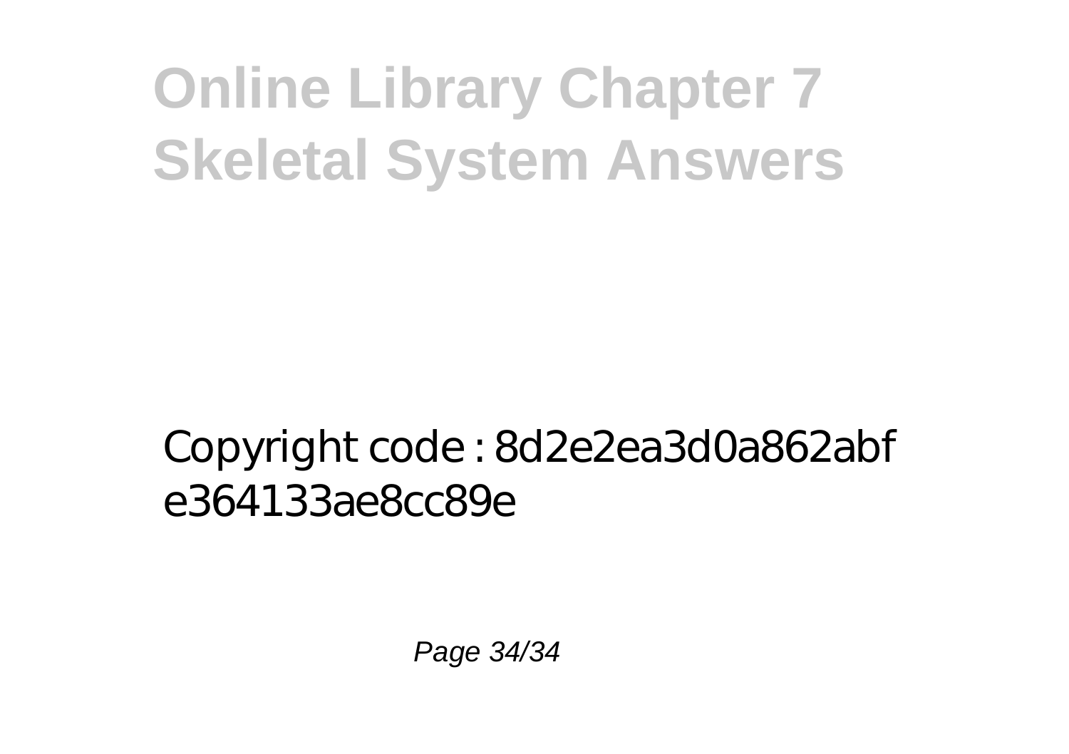Copyright code : 8d2e2ea3d0a862abf e364133ae8cc89e